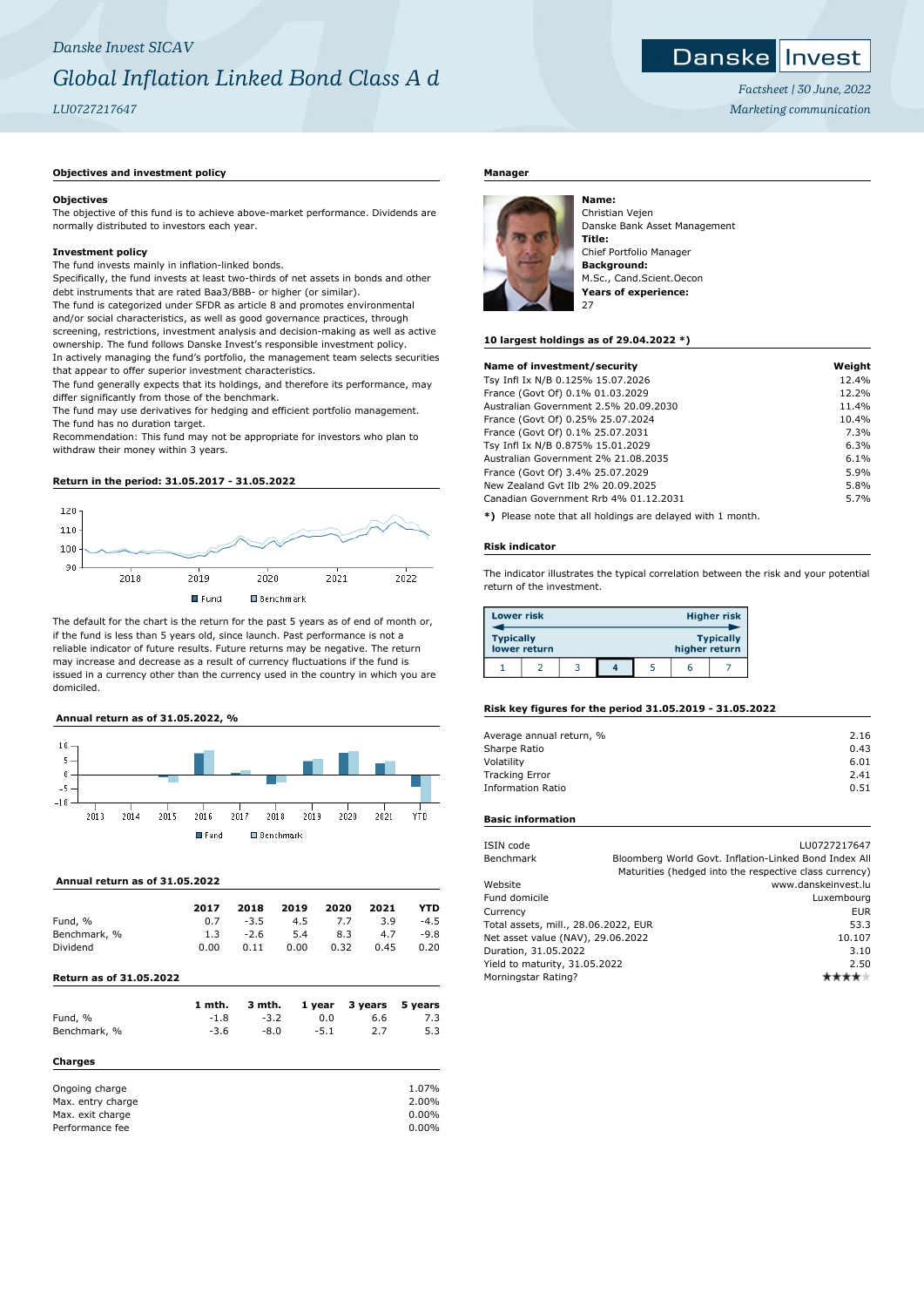Danske Invest SICAV

# Global Inflation Linked Bond Class A d

LU0727217647

Danske Invest

Factsheet | 30 June, 2022

Marketing communication

## Objectives and investment policy

### Objectives

The objective of this fund is to achieve above-market performance. Dividends are normally distributed to investors each year.

### Investment policy

The fund invests mainly in inflation-linked bonds.

Specifically, the fund invests at least two-thirds of net assets in bonds and other debt instruments that are rated Baa3/BBB- or higher (or similar).

The fund is categorized under SFDR as article 8 and promotes environmental and/or social characteristics, as well as good governance practices, through screening, restrictions, investment analysis and decision-making as well as active ownership. The fund follows Danske Invest's responsible investment policy.

In actively managing the fund's portfolio, the management team selects securities that appear to offer superior investment characteristics.

The fund generally expects that its holdings, and therefore its performance, may differ significantly from those of the benchmark.

The fund may use derivatives for hedging and efficient portfolio management.

The fund has no duration target.

Recommendation: This fund may not be appropriate for investors who plan to withdraw their money within 3 years.

## Return in the period: 31.05.2017 - 31.05.2022

Fund / Benchmark

The default for the chart is the return for the past 5 years as of end of month or, if the fund is less than 5 years old, since launch. Past performance is not a reliable indicator of future results. Future returns may be negative. The return may increase and decrease as a result of currency fluctuations if the fund is issued in a currency other than the currency used in the country in which you are domiciled.

## Annual return as of 31.05.2022, %

Fund / Benchmark

## Annual return as of 31.05.2022

| | 2017 | 2018 | 2019 | 2020 | 2021 | YTD |
|---|---|---|---|---|---|---|
| Fund, % | 0.7 | -3.5 | 4.5 | 7.7 | 3.9 | -4.5 |
| Benchmark, % | 1.3 | -2.6 | 5.4 | 8.3 | 4.7 | -9.8 |
| Dividend | 0.00 | 0.11 | 0.00 | 0.32 | 0.45 | 0.20 |

## Return as of 31.05.2022

| | 1 mth. | 3 mth. | 1 year | 3 years | 5 years |
|---|---|---|---|---|---|
| Fund, % | -1.8 | -3.2 | 0.0 | 6.6 | 7.3 |
| Benchmark, % | -3.6 | -8.0 | -5.1 | 2.7 | 5.3 |

## Charges

| | |
|---|---|
| Ongoing charge | 1.07% |
| Max. entry charge | 2.00% |
| Max. exit charge | 0.00% |
| Performance fee | 0.00% |

## Manager

**Name:**
Christian Vejen
Danske Bank Asset Management

**Title:**
Chief Portfolio Manager

**Background:**
M.Sc., Cand.Scient.Oecon

**Years of experience:**
27

## 10 largest holdings as of 29.04.2022 *)

| Name of investment/security | Weight |
|---|---|
| Tsy Infl Ix N/B 0.125% 15.07.2026 | 12.4% |
| France (Govt Of) 0.1% 01.03.2029 | 12.2% |
| Australian Government 2.5% 20.09.2030 | 11.4% |
| France (Govt Of) 0.25% 25.07.2024 | 10.4% |
| France (Govt Of) 0.1% 25.07.2031 | 7.3% |
| Tsy Infl Ix N/B 0.875% 15.01.2029 | 6.3% |
| Australian Government 2% 21.08.2035 | 6.1% |
| France (Govt Of) 3.4% 25.07.2029 | 5.9% |
| New Zealand Gvt Ilb 2% 20.09.2025 | 5.8% |
| Canadian Government Rrb 4% 01.12.2031 | 5.7% |

**\*)** Please note that all holdings are delayed with 1 month.

## Risk indicator

The indicator illustrates the typical correlation between the risk and your potential return of the investment.

| Lower risk | | | | | | Higher risk |
|---|---|---|---|---|---|---|
| Typically lower return | | | | | | Typically higher return |
| 1 | 2 | 3 | **4** | 5 | 6 | 7 |

## Risk key figures for the period 31.05.2019 - 31.05.2022

| | |
|---|---|
| Average annual return, % | 2.16 |
| Sharpe Ratio | 0.43 |
| Volatility | 6.01 |
| Tracking Error | 2.41 |
| Information Ratio | 0.51 |

## Basic information

| | |
|---|---|
| ISIN code | LU0727217647 |
| Benchmark | Bloomberg World Govt. Inflation-Linked Bond Index All Maturities (hedged into the respective class currency) |
| Website | www.danskeinvest.lu |
| Fund domicile | Luxembourg |
| Currency | EUR |
| Total assets, mill., 28.06.2022, EUR | 53.3 |
| Net asset value (NAV), 29.06.2022 | 10.107 |
| Duration, 31.05.2022 | 3.10 |
| Yield to maturity, 31.05.2022 | 2.50 |
| Morningstar Rating? | ★★★★ |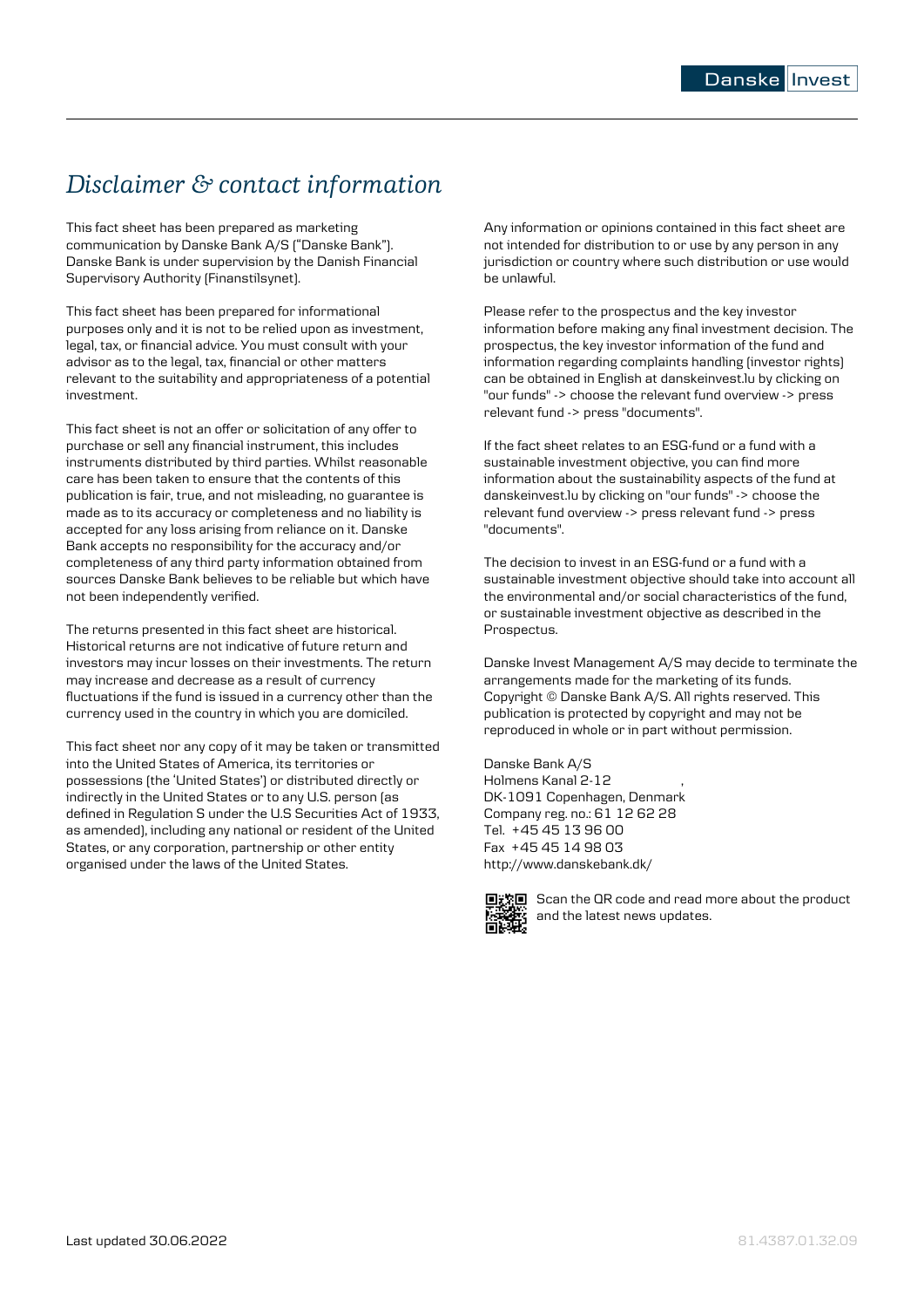# *Disclaimer & contact information*

This fact sheet has been prepared as marketing communication by Danske Bank A/S ("Danske Bank"). Danske Bank is under supervision by the Danish Financial Supervisory Authority (Finanstilsynet).

This fact sheet has been prepared for informational purposes only and it is not to be relied upon as investment, legal, tax, or financial advice. You must consult with your advisor as to the legal, tax, financial or other matters relevant to the suitability and appropriateness of a potential investment.

This fact sheet is not an offer or solicitation of any offer to purchase or sell any financial instrument, this includes instruments distributed by third parties. Whilst reasonable care has been taken to ensure that the contents of this publication is fair, true, and not misleading, no guarantee is made as to its accuracy or completeness and no liability is accepted for any loss arising from reliance on it. Danske Bank accepts no responsibility for the accuracy and/or completeness of any third party information obtained from sources Danske Bank believes to be reliable but which have not been independently verified.

The returns presented in this fact sheet are historical. Historical returns are not indicative of future return and investors may incur losses on their investments. The return may increase and decrease as a result of currency fluctuations if the fund is issued in a currency other than the currency used in the country in which you are domiciled.

This fact sheet nor any copy of it may be taken or transmitted into the United States of America, its territories or possessions (the 'United States') or distributed directly or indirectly in the United States or to any U.S. person (as defined in Regulation S under the U.S Securities Act of 1933, as amended), including any national or resident of the United States, or any corporation, partnership or other entity organised under the laws of the United States.

Any information or opinions contained in this fact sheet are not intended for distribution to or use by any person in any jurisdiction or country where such distribution or use would be unlawful.

Please refer to the prospectus and the key investor information before making any final investment decision. The prospectus, the key investor information of the fund and information regarding complaints handling (investor rights) can be obtained in English at danskeinvest.lu by clicking on "our funds" -> choose the relevant fund overview -> press relevant fund -> press "documents".

If the fact sheet relates to an ESG-fund or a fund with a sustainable investment objective, you can find more information about the sustainability aspects of the fund at danskeinvest.lu by clicking on "our funds" -> choose the relevant fund overview -> press relevant fund -> press "documents".

The decision to invest in an ESG-fund or a fund with a sustainable investment objective should take into account all the environmental and/or social characteristics of the fund, or sustainable investment objective as described in the Prospectus.

Danske Invest Management A/S may decide to terminate the arrangements made for the marketing of its funds. Copyright © Danske Bank A/S. All rights reserved. This publication is protected by copyright and may not be reproduced in whole or in part without permission.

Danske Bank A/S
Holmens Kanal 2-12
DK-1091 Copenhagen, Denmark
Company reg. no.: 61 12 62 28
Tel. +45 45 13 96 00
Fax +45 45 14 98 03
http://www.danskebank.dk/

Scan the QR code and read more about the product and the latest news updates.

Last updated 30.06.2022

81.4387.01.32.09